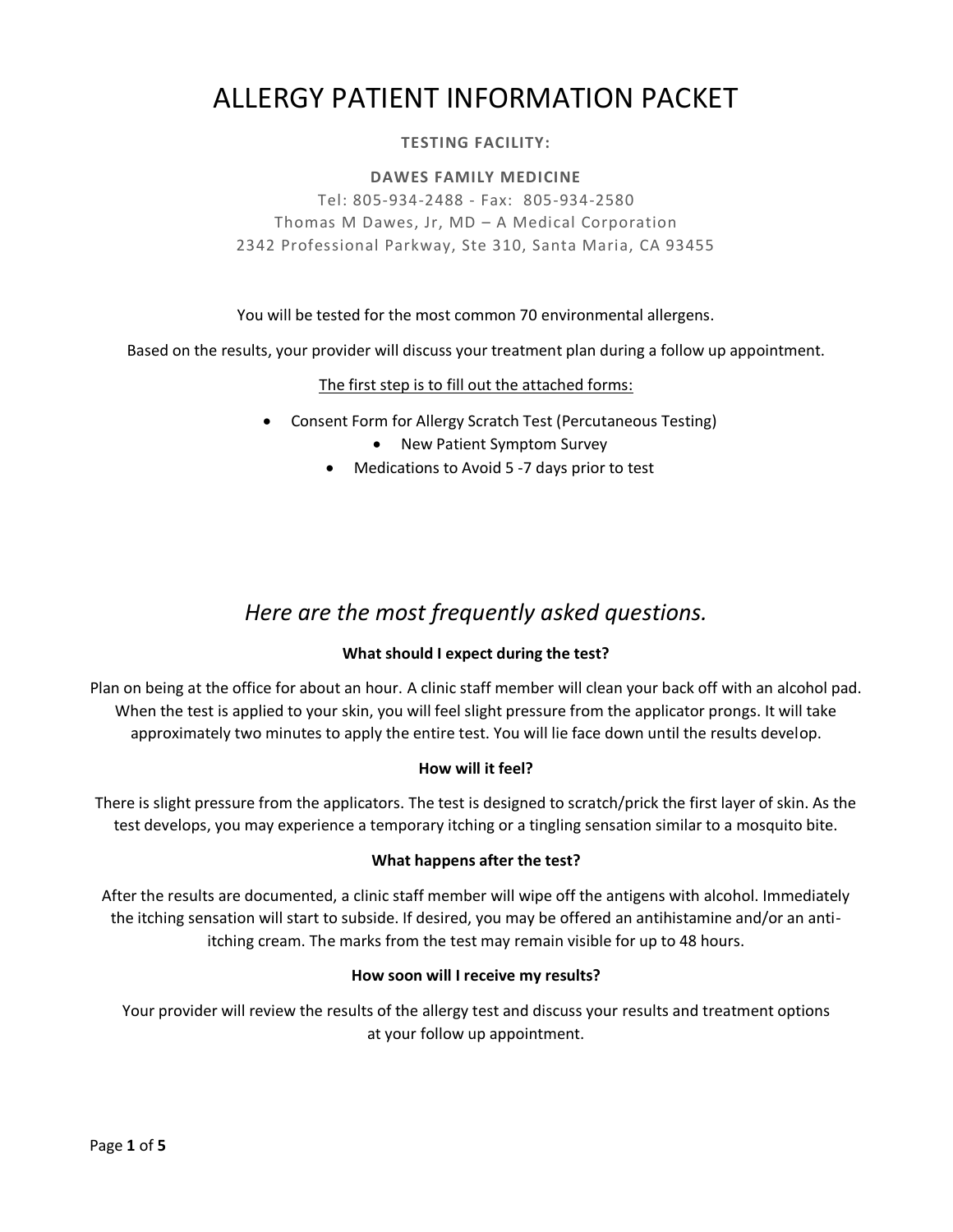# ALLERGY PATIENT INFORMATION PACKET

**TESTING FACILITY:**

**DAWES FAMILY MEDICINE**

Tel: 805-934-2488 - Fax: 805-934-2580
Thomas M Dawes, Jr, MD – A Medical Corporation
2342 Professional Parkway, Ste 310, Santa Maria, CA 93455

You will be tested for the most common 70 environmental allergens.

Based on the results, your provider will discuss your treatment plan during a follow up appointment.

The first step is to fill out the attached forms:

- Consent Form for Allergy Scratch Test (Percutaneous Testing)
- New Patient Symptom Survey
- Medications to Avoid 5 -7 days prior to test

## *Here are the most frequently asked questions.*

**What should I expect during the test?**

Plan on being at the office for about an hour. A clinic staff member will clean your back off with an alcohol pad. When the test is applied to your skin, you will feel slight pressure from the applicator prongs. It will take approximately two minutes to apply the entire test. You will lie face down until the results develop.

**How will it feel?**

There is slight pressure from the applicators. The test is designed to scratch/prick the first layer of skin. As the test develops, you may experience a temporary itching or a tingling sensation similar to a mosquito bite.

**What happens after the test?**

After the results are documented, a clinic staff member will wipe off the antigens with alcohol. Immediately the itching sensation will start to subside. If desired, you may be offered an antihistamine and/or an anti-itching cream. The marks from the test may remain visible for up to 48 hours.

**How soon will I receive my results?**

Your provider will review the results of the allergy test and discuss your results and treatment options at your follow up appointment.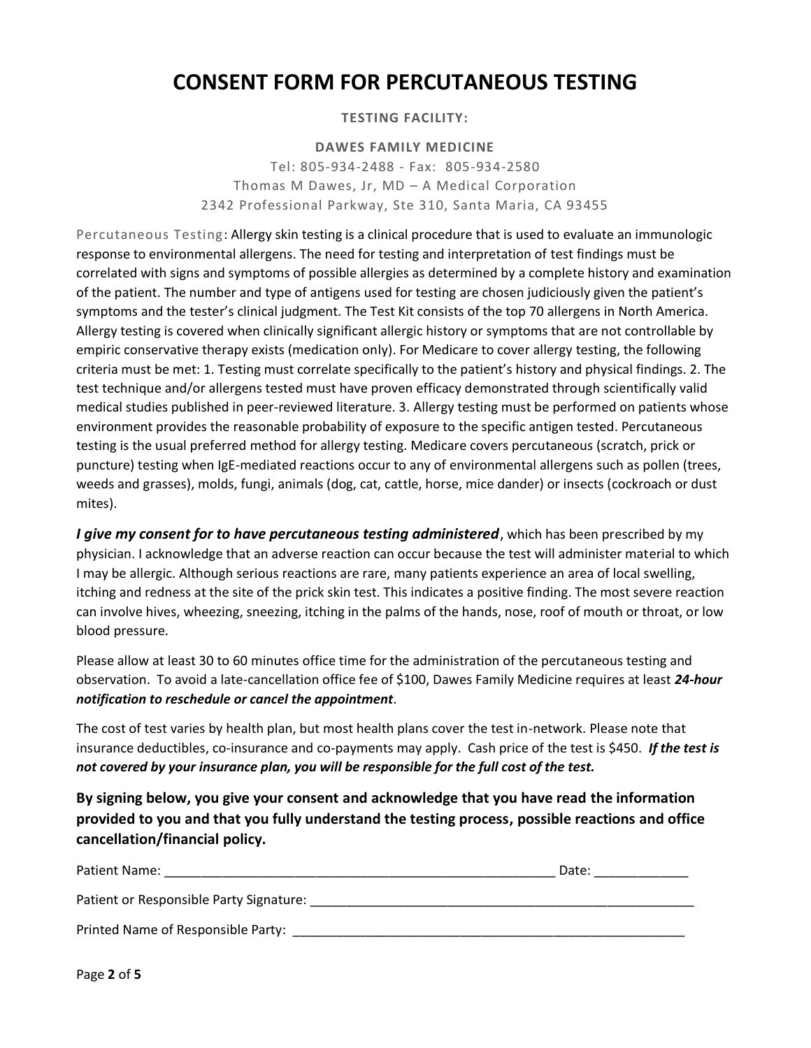# CONSENT FORM FOR PERCUTANEOUS TESTING

**TESTING FACILITY:**

**DAWES FAMILY MEDICINE**

Tel: 805-934-2488 - Fax: 805-934-2580
Thomas M Dawes, Jr, MD – A Medical Corporation
2342 Professional Parkway, Ste 310, Santa Maria, CA 93455

Percutaneous Testing: Allergy skin testing is a clinical procedure that is used to evaluate an immunologic response to environmental allergens. The need for testing and interpretation of test findings must be correlated with signs and symptoms of possible allergies as determined by a complete history and examination of the patient. The number and type of antigens used for testing are chosen judiciously given the patient's symptoms and the tester's clinical judgment. The Test Kit consists of the top 70 allergens in North America. Allergy testing is covered when clinically significant allergic history or symptoms that are not controllable by empiric conservative therapy exists (medication only). For Medicare to cover allergy testing, the following criteria must be met: 1. Testing must correlate specifically to the patient's history and physical findings. 2. The test technique and/or allergens tested must have proven efficacy demonstrated through scientifically valid medical studies published in peer-reviewed literature. 3. Allergy testing must be performed on patients whose environment provides the reasonable probability of exposure to the specific antigen tested. Percutaneous testing is the usual preferred method for allergy testing. Medicare covers percutaneous (scratch, prick or puncture) testing when IgE-mediated reactions occur to any of environmental allergens such as pollen (trees, weeds and grasses), molds, fungi, animals (dog, cat, cattle, horse, mice dander) or insects (cockroach or dust mites).

***I give my consent for to have percutaneous testing administered***, which has been prescribed by my physician. I acknowledge that an adverse reaction can occur because the test will administer material to which I may be allergic. Although serious reactions are rare, many patients experience an area of local swelling, itching and redness at the site of the prick skin test. This indicates a positive finding. The most severe reaction can involve hives, wheezing, sneezing, itching in the palms of the hands, nose, roof of mouth or throat, or low blood pressure.

Please allow at least 30 to 60 minutes office time for the administration of the percutaneous testing and observation. To avoid a late-cancellation office fee of $100, Dawes Family Medicine requires at least ***24-hour notification to reschedule or cancel the appointment***.

The cost of test varies by health plan, but most health plans cover the test in-network. Please note that insurance deductibles, co-insurance and co-payments may apply. Cash price of the test is $450. ***If the test is not covered by your insurance plan, you will be responsible for the full cost of the test.***

**By signing below, you give your consent and acknowledge that you have read the information provided to you and that you fully understand the testing process, possible reactions and office cancellation/financial policy.**

Patient Name: ________________________________________________________ Date: _____________

Patient or Responsible Party Signature: ______________________________________________________

Printed Name of Responsible Party: ______________________________________________________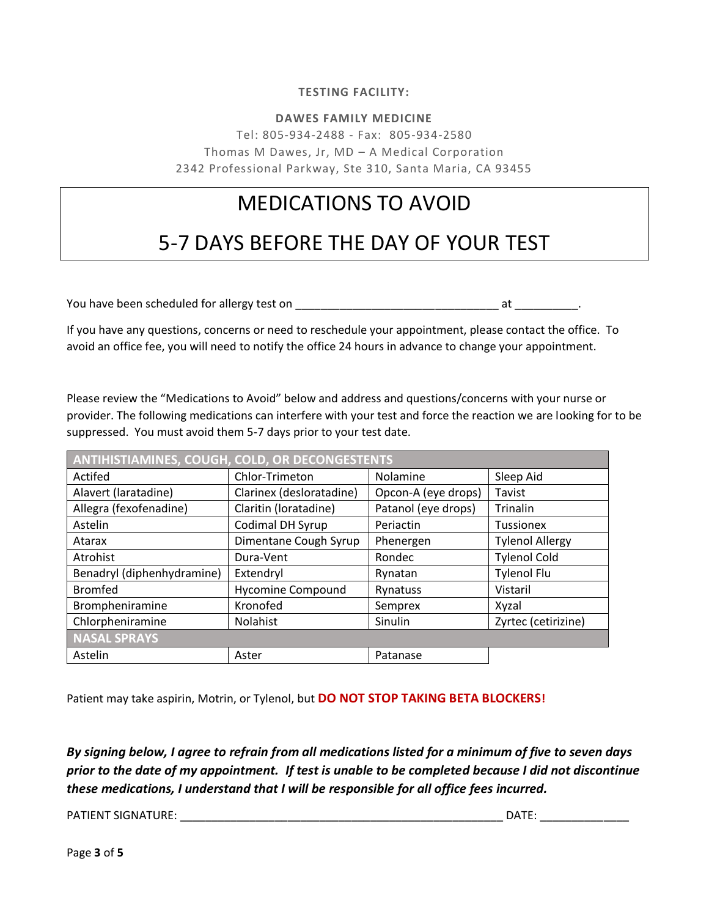**TESTING FACILITY:**

**DAWES FAMILY MEDICINE**

Tel: 805-934-2488 - Fax: 805-934-2580

Thomas M Dawes, Jr, MD – A Medical Corporation

2342 Professional Parkway, Ste 310, Santa Maria, CA 93455

# MEDICATIONS TO AVOID

# 5-7 DAYS BEFORE THE DAY OF YOUR TEST

You have been scheduled for allergy test on ________________________________ at __________.

If you have any questions, concerns or need to reschedule your appointment, please contact the office. To avoid an office fee, you will need to notify the office 24 hours in advance to change your appointment.

Please review the "Medications to Avoid" below and address and questions/concerns with your nurse or provider. The following medications can interfere with your test and force the reaction we are looking for to be suppressed. You must avoid them 5-7 days prior to your test date.

| ANTIHISTIAMINES, COUGH, COLD, OR DECONGESTENTS | | | |
|---|---|---|---|
| Actifed | Chlor-Trimeton | Nolamine | Sleep Aid |
| Alavert (laratadine) | Clarinex (desloratadine) | Opcon-A (eye drops) | Tavist |
| Allegra (fexofenadine) | Claritin (loratadine) | Patanol (eye drops) | Trinalin |
| Astelin | Codimal DH Syrup | Periactin | Tussionex |
| Atarax | Dimentane Cough Syrup | Phenergen | Tylenol Allergy |
| Atrohist | Dura-Vent | Rondec | Tylenol Cold |
| Benadryl (diphenhydramine) | Extendryl | Rynatan | Tylenol Flu |
| Bromfed | Hycomine Compound | Rynatuss | Vistaril |
| Brompheniramine | Kronofed | Semprex | Xyzal |
| Chlorpheniramine | Nolahist | Sinulin | Zyrtec (cetirizine) |
| **NASAL SPRAYS** | | | |
| Astelin | Aster | Patanase | |

Patient may take aspirin, Motrin, or Tylenol, but **DO NOT STOP TAKING BETA BLOCKERS!**

***By signing below, I agree to refrain from all medications listed for a minimum of five to seven days prior to the date of my appointment. If test is unable to be completed because I did not discontinue these medications, I understand that I will be responsible for all office fees incurred.***

PATIENT SIGNATURE: ____________________________________________________ DATE: ______________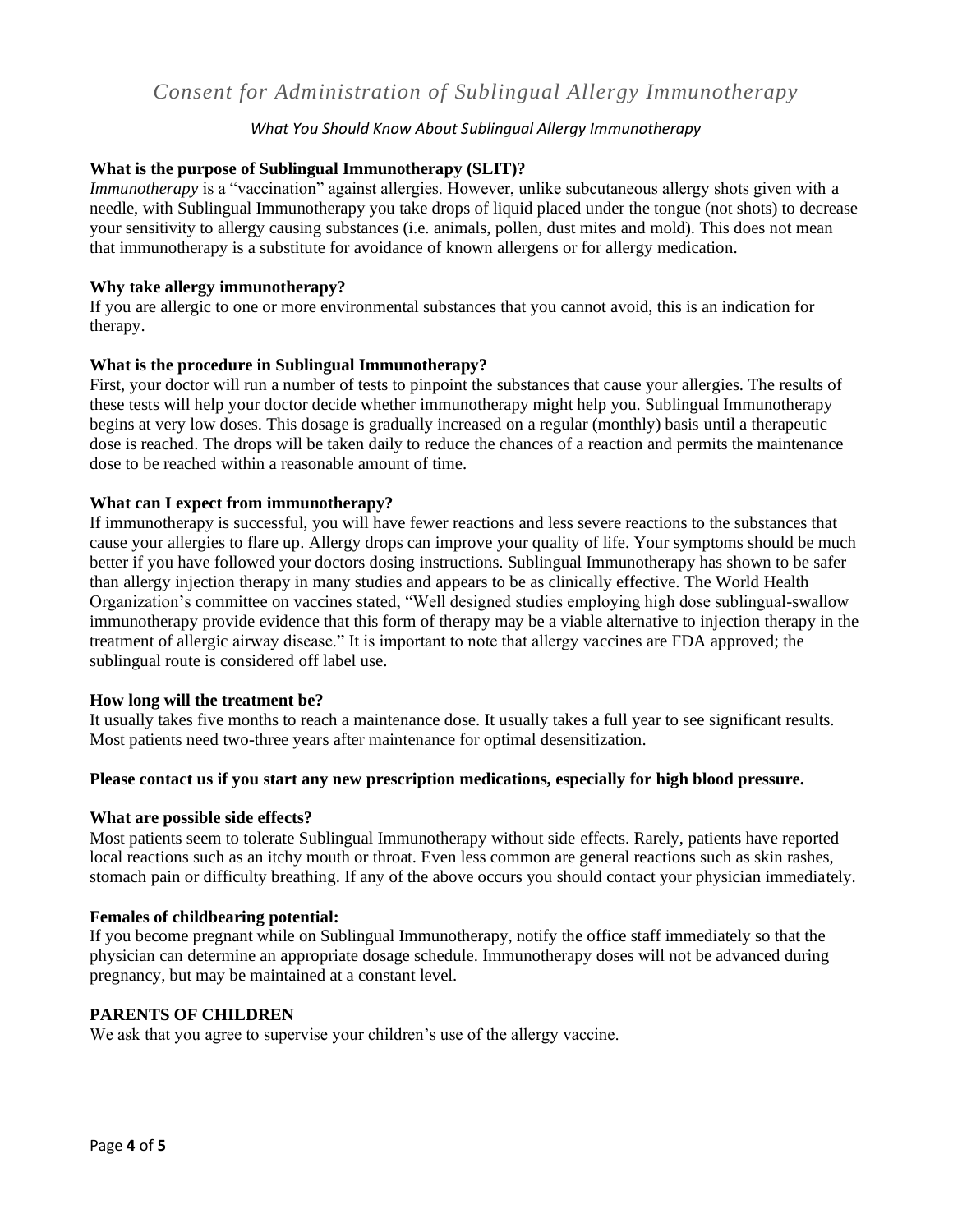# *Consent for Administration of Sublingual Allergy Immunotherapy*

*What You Should Know About Sublingual Allergy Immunotherapy*

**What is the purpose of Sublingual Immunotherapy (SLIT)?**

*Immunotherapy* is a "vaccination" against allergies. However, unlike subcutaneous allergy shots given with a needle, with Sublingual Immunotherapy you take drops of liquid placed under the tongue (not shots) to decrease your sensitivity to allergy causing substances (i.e. animals, pollen, dust mites and mold). This does not mean that immunotherapy is a substitute for avoidance of known allergens or for allergy medication.

**Why take allergy immunotherapy?**

If you are allergic to one or more environmental substances that you cannot avoid, this is an indication for therapy.

**What is the procedure in Sublingual Immunotherapy?**

First, your doctor will run a number of tests to pinpoint the substances that cause your allergies. The results of these tests will help your doctor decide whether immunotherapy might help you. Sublingual Immunotherapy begins at very low doses. This dosage is gradually increased on a regular (monthly) basis until a therapeutic dose is reached. The drops will be taken daily to reduce the chances of a reaction and permits the maintenance dose to be reached within a reasonable amount of time.

**What can I expect from immunotherapy?**

If immunotherapy is successful, you will have fewer reactions and less severe reactions to the substances that cause your allergies to flare up. Allergy drops can improve your quality of life. Your symptoms should be much better if you have followed your doctors dosing instructions. Sublingual Immunotherapy has shown to be safer than allergy injection therapy in many studies and appears to be as clinically effective. The World Health Organization's committee on vaccines stated, "Well designed studies employing high dose sublingual-swallow immunotherapy provide evidence that this form of therapy may be a viable alternative to injection therapy in the treatment of allergic airway disease." It is important to note that allergy vaccines are FDA approved; the sublingual route is considered off label use.

**How long will the treatment be?**

It usually takes five months to reach a maintenance dose. It usually takes a full year to see significant results. Most patients need two-three years after maintenance for optimal desensitization.

**Please contact us if you start any new prescription medications, especially for high blood pressure.**

**What are possible side effects?**

Most patients seem to tolerate Sublingual Immunotherapy without side effects. Rarely, patients have reported local reactions such as an itchy mouth or throat. Even less common are general reactions such as skin rashes, stomach pain or difficulty breathing. If any of the above occurs you should contact your physician immediately.

**Females of childbearing potential:**

If you become pregnant while on Sublingual Immunotherapy, notify the office staff immediately so that the physician can determine an appropriate dosage schedule. Immunotherapy doses will not be advanced during pregnancy, but may be maintained at a constant level.

**PARENTS OF CHILDREN**

We ask that you agree to supervise your children's use of the allergy vaccine.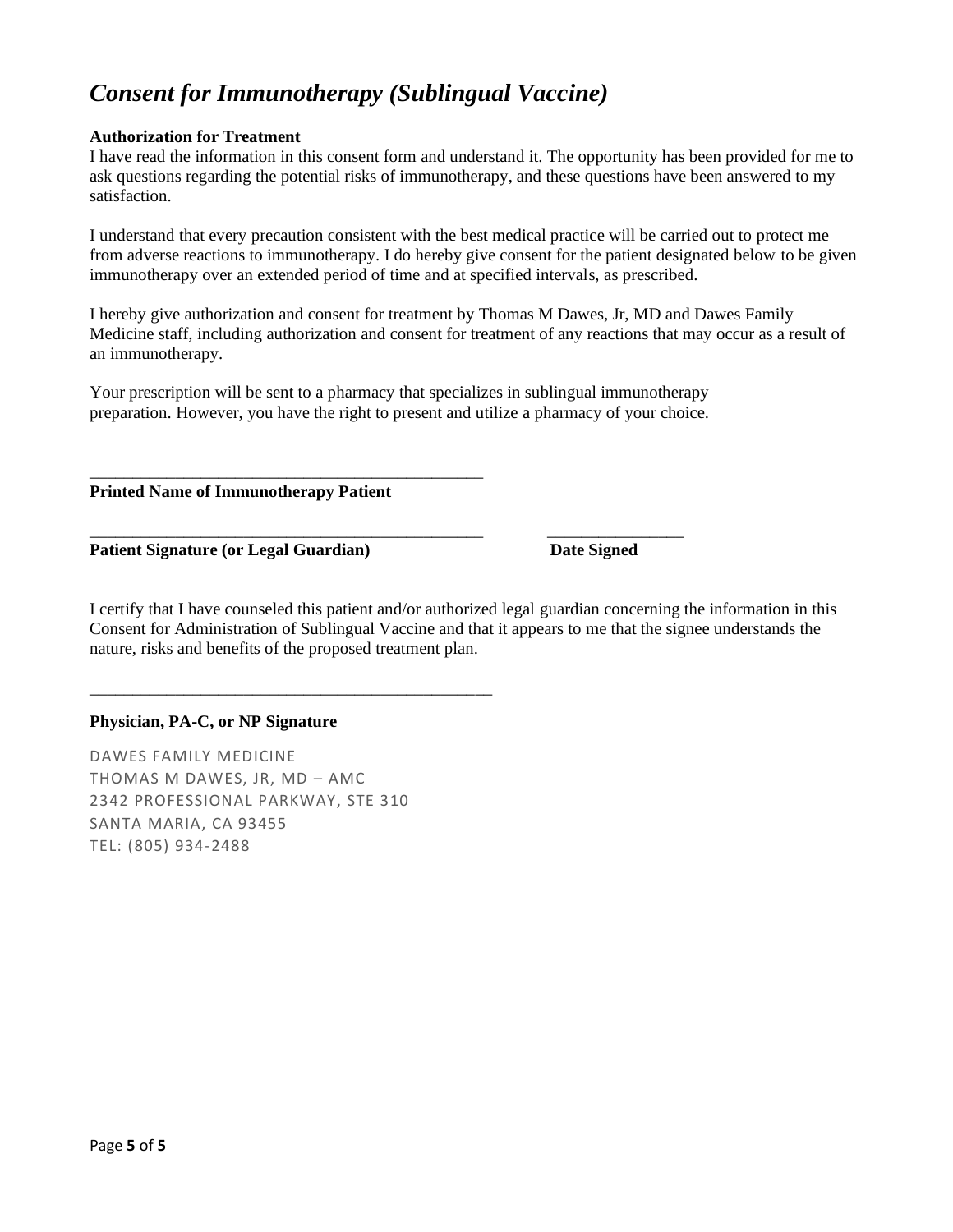# *Consent for Immunotherapy (Sublingual Vaccine)*

**Authorization for Treatment**

I have read the information in this consent form and understand it. The opportunity has been provided for me to ask questions regarding the potential risks of immunotherapy, and these questions have been answered to my satisfaction.

I understand that every precaution consistent with the best medical practice will be carried out to protect me from adverse reactions to immunotherapy. I do hereby give consent for the patient designated below to be given immunotherapy over an extended period of time and at specified intervals, as prescribed.

I hereby give authorization and consent for treatment by Thomas M Dawes, Jr, MD and Dawes Family Medicine staff, including authorization and consent for treatment of any reactions that may occur as a result of an immunotherapy.

Your prescription will be sent to a pharmacy that specializes in sublingual immunotherapy preparation. However, you have the right to present and utilize a pharmacy of your choice.

_______________________________________________

**Printed Name of Immunotherapy Patient**

_______________________________________________ ________________

**Patient Signature (or Legal Guardian)** **Date Signed**

I certify that I have counseled this patient and/or authorized legal guardian concerning the information in this Consent for Administration of Sublingual Vaccine and that it appears to me that the signee understands the nature, risks and benefits of the proposed treatment plan.

_______________________________________________

**Physician, PA-C, or NP Signature**

DAWES FAMILY MEDICINE
THOMAS M DAWES, JR, MD – AMC
2342 PROFESSIONAL PARKWAY, STE 310
SANTA MARIA, CA 93455
TEL: (805) 934-2488